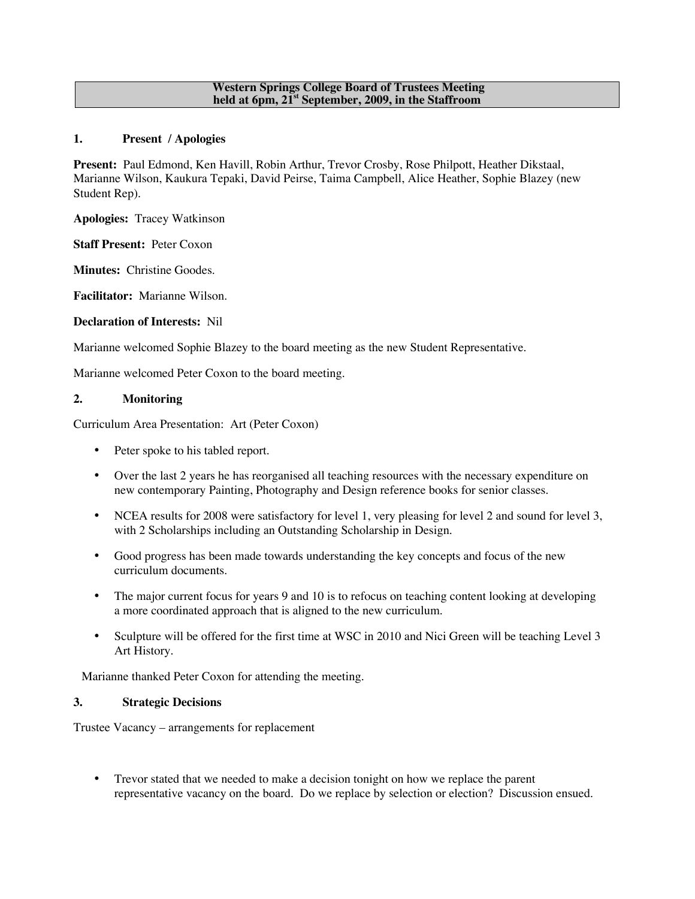# Western Springs College Board of Trustees Meeting held at 6pm, 21st September, 2009, in the Staffroom

## 1. Present / Apologies

**Present:** Paul Edmond, Ken Havill, Robin Arthur, Trevor Crosby, Rose Philpott, Heather Dikstaal, Marianne Wilson, Kaukura Tepaki, David Peirse, Taima Campbell, Alice Heather, Sophie Blazey (new Student Rep).

**Apologies:** Tracey Watkinson

**Staff Present:** Peter Coxon

**Minutes:** Christine Goodes.

**Facilitator:** Marianne Wilson.

**Declaration of Interests:** Nil

Marianne welcomed Sophie Blazey to the board meeting as the new Student Representative.

Marianne welcomed Peter Coxon to the board meeting.

## 2. Monitoring

Curriculum Area Presentation: Art (Peter Coxon)

- Peter spoke to his tabled report.
- Over the last 2 years he has reorganised all teaching resources with the necessary expenditure on new contemporary Painting, Photography and Design reference books for senior classes.
- NCEA results for 2008 were satisfactory for level 1, very pleasing for level 2 and sound for level 3, with 2 Scholarships including an Outstanding Scholarship in Design.
- Good progress has been made towards understanding the key concepts and focus of the new curriculum documents.
- The major current focus for years 9 and 10 is to refocus on teaching content looking at developing a more coordinated approach that is aligned to the new curriculum.
- Sculpture will be offered for the first time at WSC in 2010 and Nici Green will be teaching Level 3 Art History.

Marianne thanked Peter Coxon for attending the meeting.

## 3. Strategic Decisions

Trustee Vacancy – arrangements for replacement

- Trevor stated that we needed to make a decision tonight on how we replace the parent representative vacancy on the board. Do we replace by selection or election? Discussion ensued.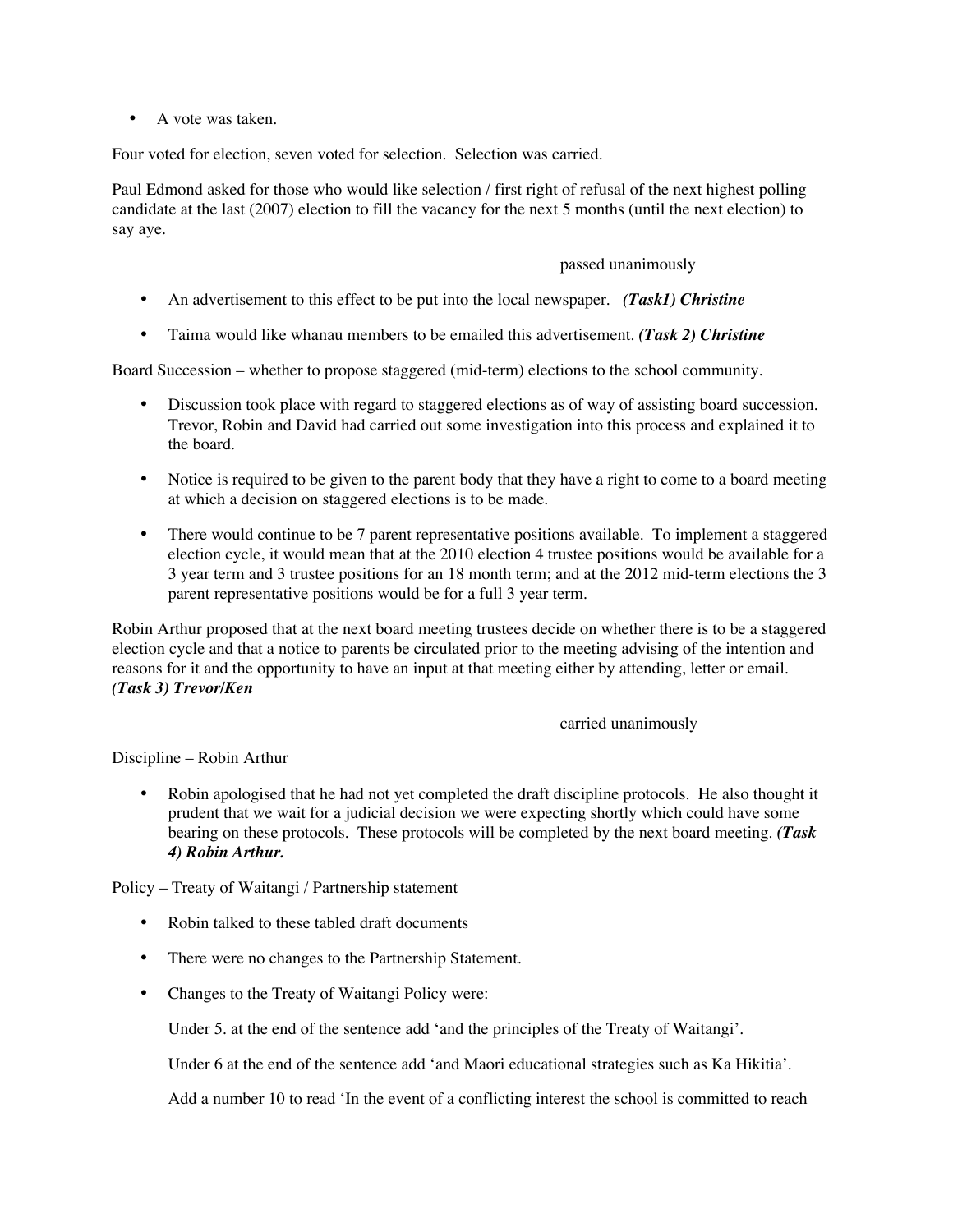- A vote was taken.

Four voted for election, seven voted for selection. Selection was carried.

Paul Edmond asked for those who would like selection / first right of refusal of the next highest polling candidate at the last (2007) election to fill the vacancy for the next 5 months (until the next election) to say aye.

passed unanimously

- An advertisement to this effect to be put into the local newspaper. ***(Task1) Christine***
- Taima would like whanau members to be emailed this advertisement. ***(Task 2) Christine***

Board Succession – whether to propose staggered (mid-term) elections to the school community.

- Discussion took place with regard to staggered elections as of way of assisting board succession. Trevor, Robin and David had carried out some investigation into this process and explained it to the board.
- Notice is required to be given to the parent body that they have a right to come to a board meeting at which a decision on staggered elections is to be made.
- There would continue to be 7 parent representative positions available. To implement a staggered election cycle, it would mean that at the 2010 election 4 trustee positions would be available for a 3 year term and 3 trustee positions for an 18 month term; and at the 2012 mid-term elections the 3 parent representative positions would be for a full 3 year term.

Robin Arthur proposed that at the next board meeting trustees decide on whether there is to be a staggered election cycle and that a notice to parents be circulated prior to the meeting advising of the intention and reasons for it and the opportunity to have an input at that meeting either by attending, letter or email. ***(Task 3) Trevor/Ken***

carried unanimously

Discipline – Robin Arthur

- Robin apologised that he had not yet completed the draft discipline protocols. He also thought it prudent that we wait for a judicial decision we were expecting shortly which could have some bearing on these protocols. These protocols will be completed by the next board meeting. ***(Task 4) Robin Arthur.***

Policy – Treaty of Waitangi / Partnership statement

- Robin talked to these tabled draft documents
- There were no changes to the Partnership Statement.
- Changes to the Treaty of Waitangi Policy were:

  Under 5. at the end of the sentence add 'and the principles of the Treaty of Waitangi'.

  Under 6 at the end of the sentence add 'and Maori educational strategies such as Ka Hikitia'.

  Add a number 10 to read 'In the event of a conflicting interest the school is committed to reach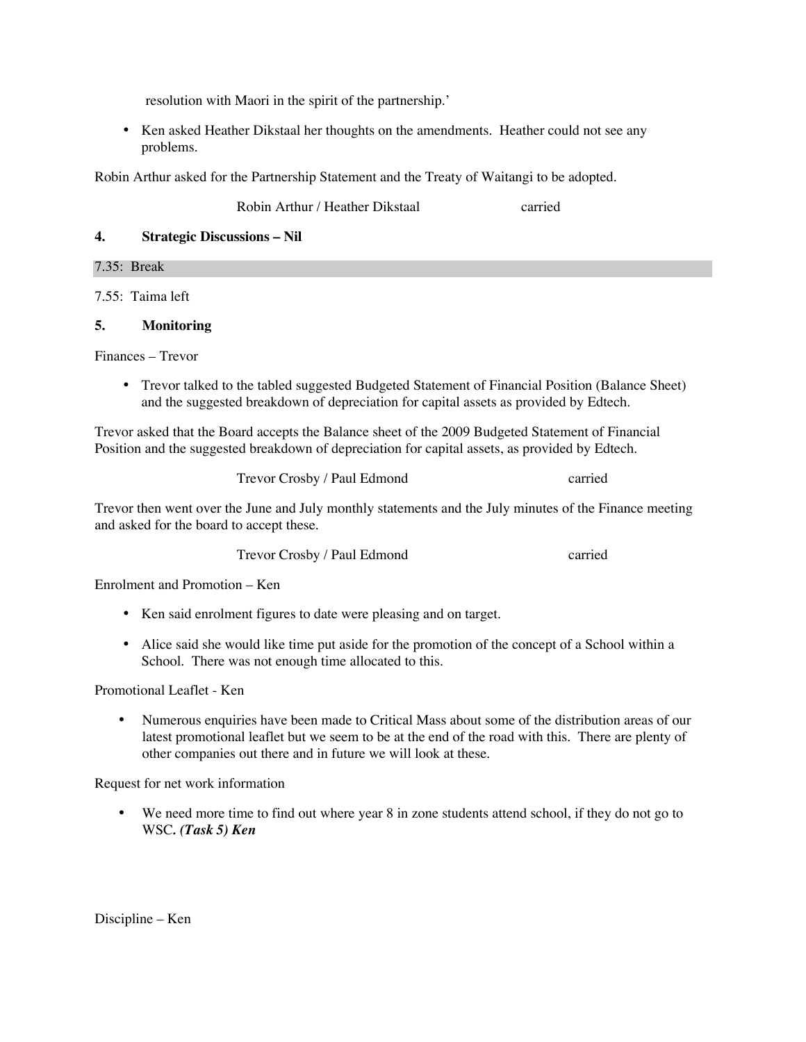resolution with Maori in the spirit of the partnership.'

- Ken asked Heather Dikstaal her thoughts on the amendments. Heather could not see any problems.

Robin Arthur asked for the Partnership Statement and the Treaty of Waitangi to be adopted.

Robin Arthur / Heather Dikstaal carried

**4. Strategic Discussions – Nil**

7.35: Break

7.55: Taima left

**5. Monitoring**

Finances – Trevor

- Trevor talked to the tabled suggested Budgeted Statement of Financial Position (Balance Sheet) and the suggested breakdown of depreciation for capital assets as provided by Edtech.

Trevor asked that the Board accepts the Balance sheet of the 2009 Budgeted Statement of Financial Position and the suggested breakdown of depreciation for capital assets, as provided by Edtech.

Trevor Crosby / Paul Edmond carried

Trevor then went over the June and July monthly statements and the July minutes of the Finance meeting and asked for the board to accept these.

Trevor Crosby / Paul Edmond carried

Enrolment and Promotion – Ken

- Ken said enrolment figures to date were pleasing and on target.
- Alice said she would like time put aside for the promotion of the concept of a School within a School. There was not enough time allocated to this.

Promotional Leaflet - Ken

- Numerous enquiries have been made to Critical Mass about some of the distribution areas of our latest promotional leaflet but we seem to be at the end of the road with this. There are plenty of other companies out there and in future we will look at these.

Request for net work information

- We need more time to find out where year 8 in zone students attend school, if they do not go to WSC*. (Task 5) Ken*

Discipline – Ken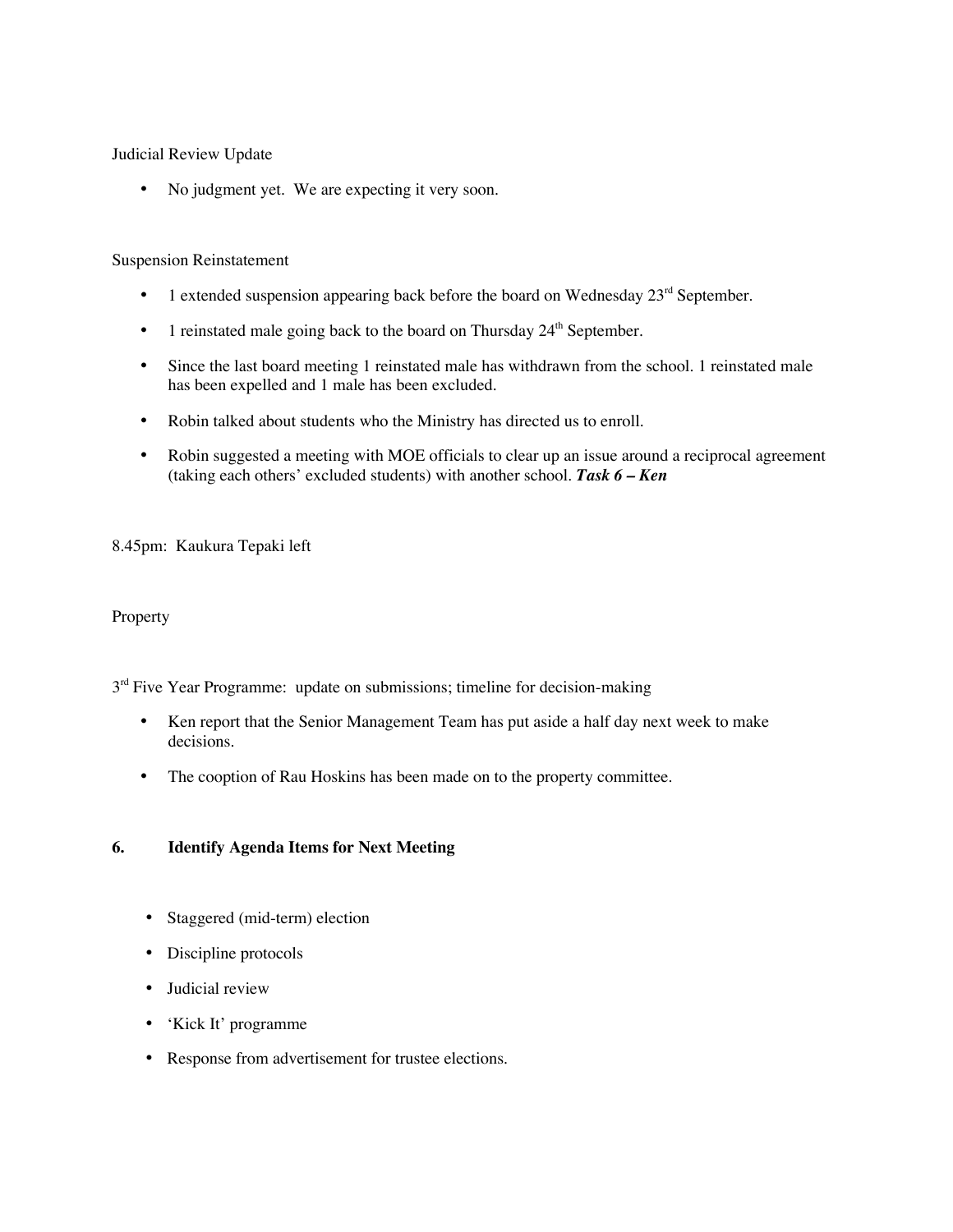Judicial Review Update

- No judgment yet. We are expecting it very soon.

Suspension Reinstatement

- 1 extended suspension appearing back before the board on Wednesday 23rd September.
- 1 reinstated male going back to the board on Thursday 24th September.
- Since the last board meeting 1 reinstated male has withdrawn from the school. 1 reinstated male has been expelled and 1 male has been excluded.
- Robin talked about students who the Ministry has directed us to enroll.
- Robin suggested a meeting with MOE officials to clear up an issue around a reciprocal agreement (taking each others' excluded students) with another school. ***Task 6 – Ken***

8.45pm: Kaukura Tepaki left

Property

3rd Five Year Programme: update on submissions; timeline for decision-making

- Ken report that the Senior Management Team has put aside a half day next week to make decisions.
- The cooption of Rau Hoskins has been made on to the property committee.

## 6. Identify Agenda Items for Next Meeting

- Staggered (mid-term) election
- Discipline protocols
- Judicial review
- 'Kick It' programme
- Response from advertisement for trustee elections.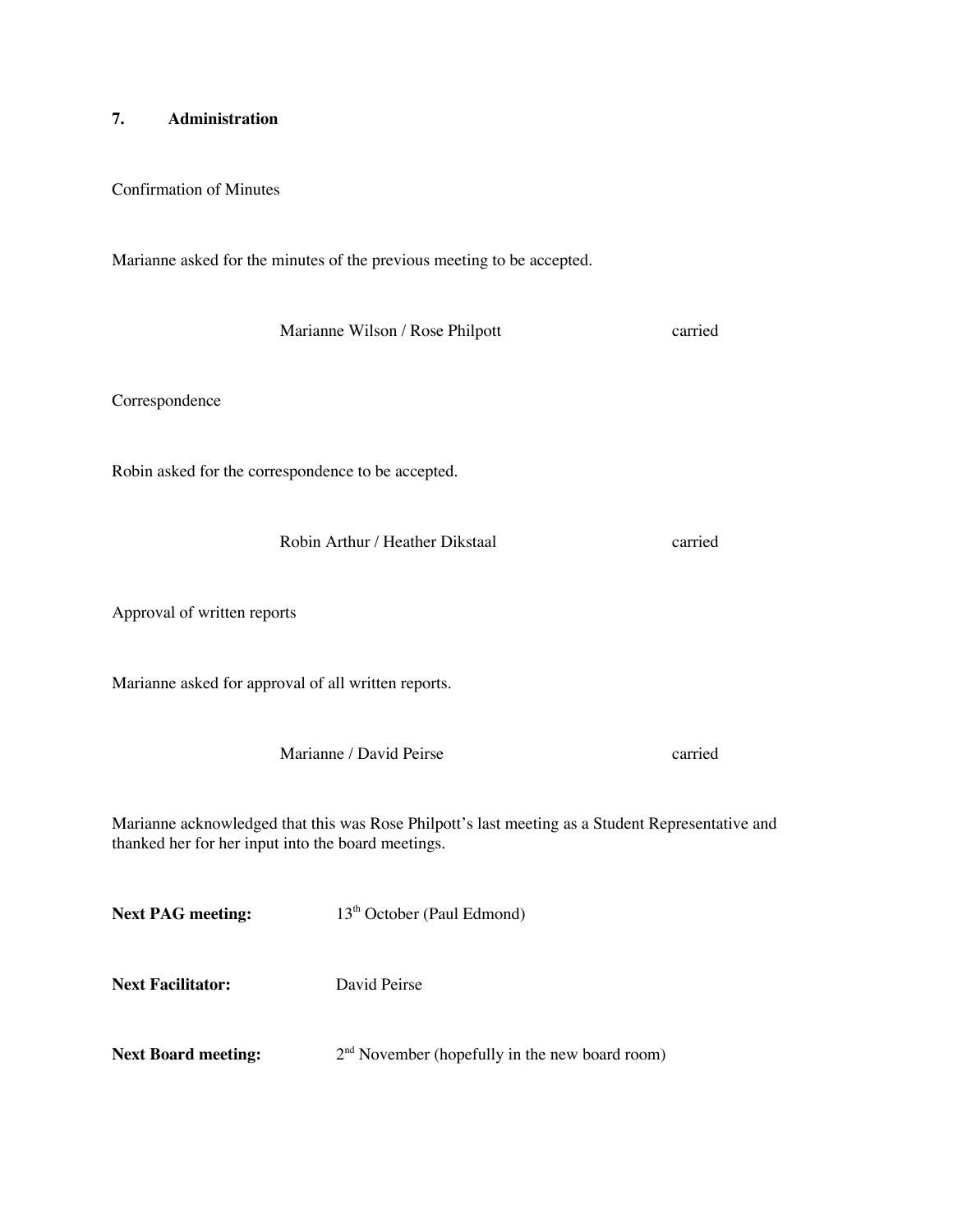## 7. Administration

Confirmation of Minutes

Marianne asked for the minutes of the previous meeting to be accepted.

Marianne Wilson / Rose Philpott carried

Correspondence

Robin asked for the correspondence to be accepted.

Robin Arthur / Heather Dikstaal carried

Approval of written reports

Marianne asked for approval of all written reports.

Marianne / David Peirse carried

Marianne acknowledged that this was Rose Philpott's last meeting as a Student Representative and thanked her for her input into the board meetings.

**Next PAG meeting:** 13th October (Paul Edmond)

**Next Facilitator:** David Peirse

**Next Board meeting:** 2nd November (hopefully in the new board room)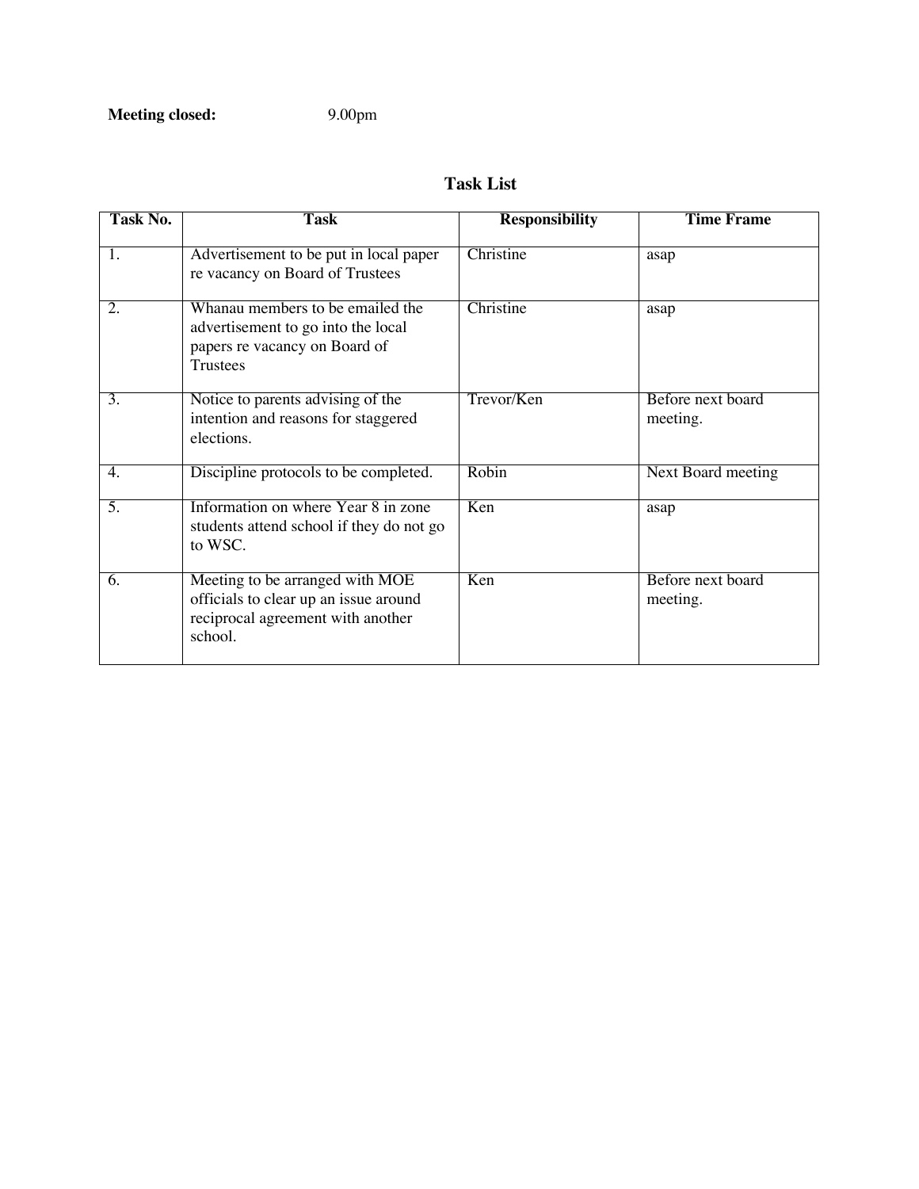**Meeting closed:** 9.00pm

## Task List

| Task No. | Task | Responsibility | Time Frame |
|---|---|---|---|
| 1. | Advertisement to be put in local paper re vacancy on Board of Trustees | Christine | asap |
| 2. | Whanau members to be emailed the advertisement to go into the local papers re vacancy on Board of Trustees | Christine | asap |
| 3. | Notice to parents advising of the intention and reasons for staggered elections. | Trevor/Ken | Before next board meeting. |
| 4. | Discipline protocols to be completed. | Robin | Next Board meeting |
| 5. | Information on where Year 8 in zone students attend school if they do not go to WSC. | Ken | asap |
| 6. | Meeting to be arranged with MOE officials to clear up an issue around reciprocal agreement with another school. | Ken | Before next board meeting. |